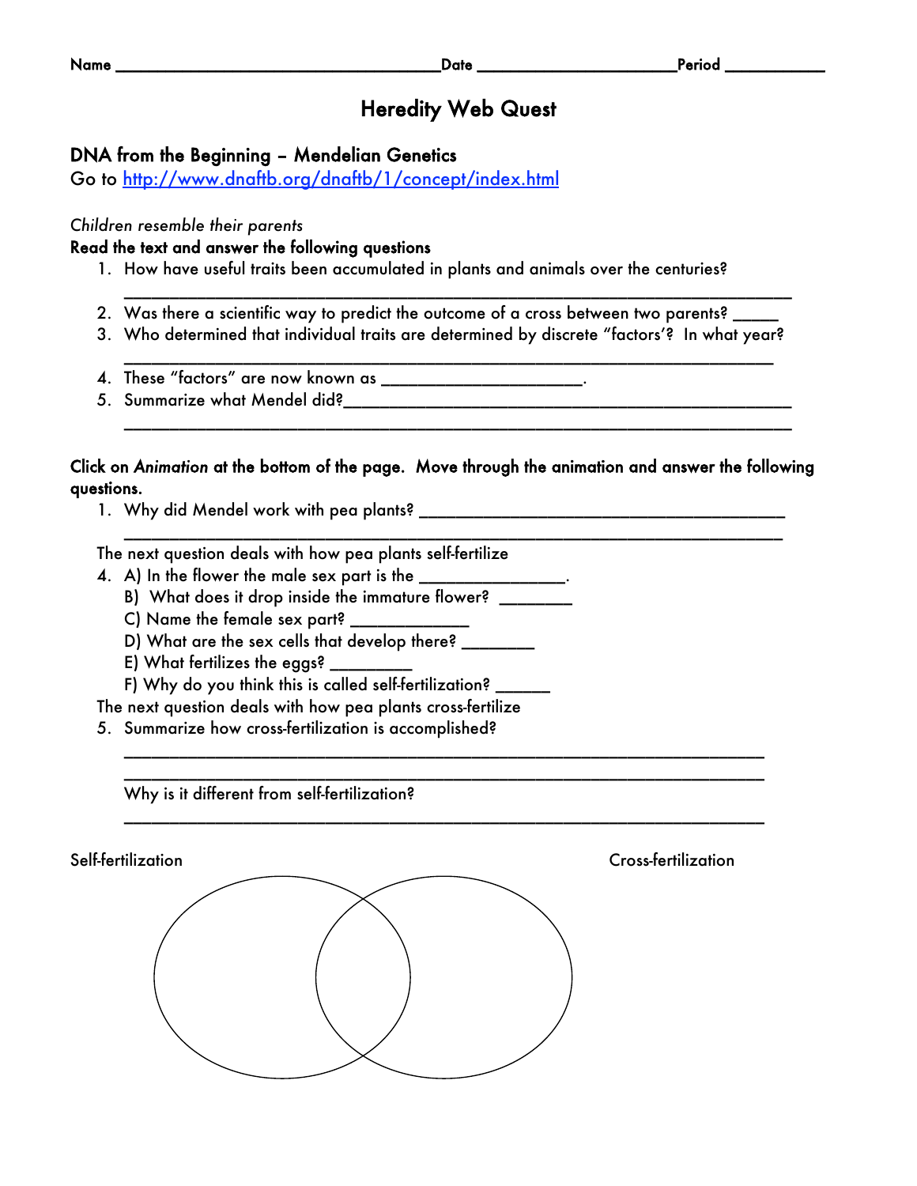Name ______________________________________Date _______________________Period ___________

# Heredity Web Quest

## DNA from the Beginning – Mendelian Genetics

Go to http://www.dnaftb.org/dnaftb/1/concept/index.html

*Children resemble their parents*

**Read the text and answer the following questions**

1. How have useful traits been accumulated in plants and animals over the centuries? ________________________________________________________________________
2. Was there a scientific way to predict the outcome of a cross between two parents? _____
3. Who determined that individual traits are determined by discrete "factors'? In what year? ________________________________________________________________________
4. These "factors" are now known as ______________________.
5. Summarize what Mendel did?__________________________________________________ ________________________________________________________________________

**Click on *Animation* at the bottom of the page. Move through the animation and answer the following questions.**

1. Why did Mendel work with pea plants? _________________________________________ ________________________________________________________________________

The next question deals with how pea plants self-fertilize

4. A) In the flower the male sex part is the ________________.
   B) What does it drop inside the immature flower? ________
   C) Name the female sex part? _____________
   D) What are the sex cells that develop there? ________
   E) What fertilizes the eggs? _________
   F) Why do you think this is called self-fertilization? ______

The next question deals with how pea plants cross-fertilize

5. Summarize how cross-fertilization is accomplished?
   ________________________________________________________________________
   ________________________________________________________________________
   Why is it different from self-fertilization?
   ________________________________________________________________________

Self-fertilization

Cross-fertilization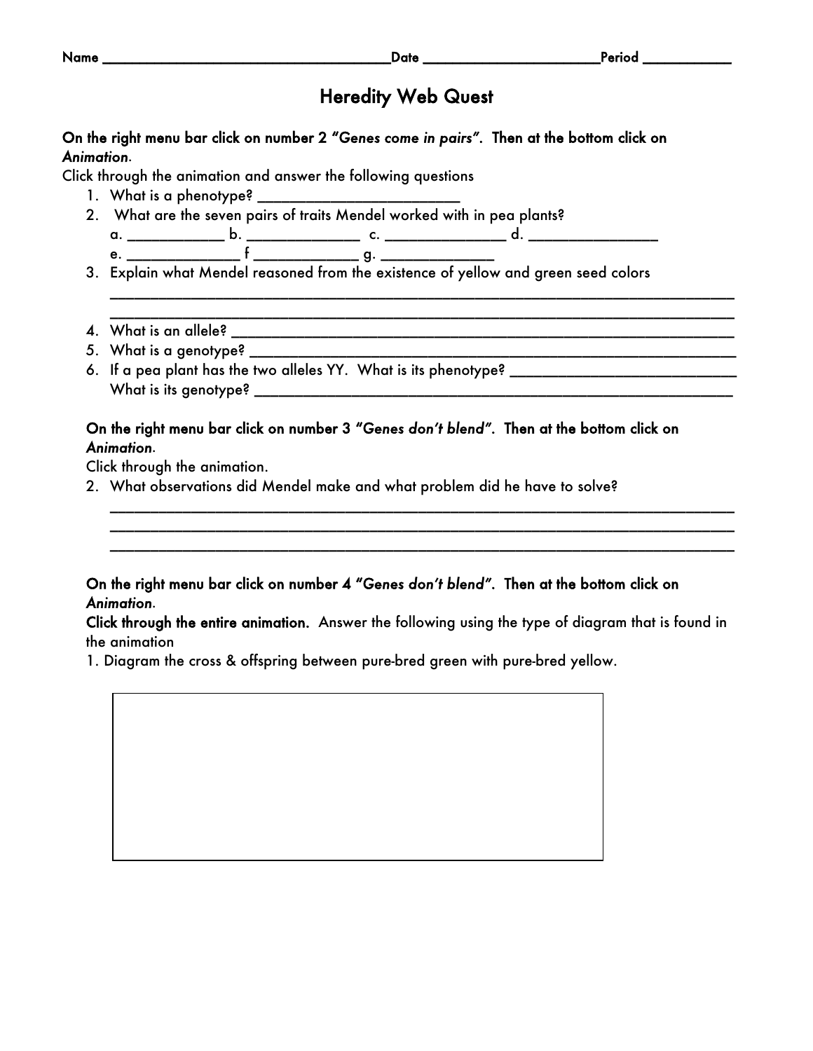Name ______________________________________Date ______________________Period ___________

# Heredity Web Quest

**On the right menu bar click on number 2 *"Genes come in pairs"*. Then at the bottom click on *Animation*.**

Click through the animation and answer the following questions

1. What is a phenotype? ________________________
2. What are the seven pairs of traits Mendel worked with in pea plants?
   a. ___________ b. _____________ c. ______________ d. _______________
   e. _____________ f ____________ g. _____________
3. Explain what Mendel reasoned from the existence of yellow and green seed colors
   ______________________________________________________________________________
   ______________________________________________________________________________
4. What is an allele? ___________________________________________________________
5. What is a genotype? _________________________________________________________
6. If a pea plant has the two alleles YY. What is its phenotype? ___________________________
   What is its genotype? __________________________________________________________

**On the right menu bar click on number 3 *"Genes don't blend"*. Then at the bottom click on *Animation*.**

Click through the animation.

2. What observations did Mendel make and what problem did he have to solve?
   ______________________________________________________________________________
   ______________________________________________________________________________
   ______________________________________________________________________________

**On the right menu bar click on number 4 *"Genes don't blend"*. Then at the bottom click on *Animation*.**

**Click through the entire animation.** Answer the following using the type of diagram that is found in the animation

1. Diagram the cross & offspring between pure-bred green with pure-bred yellow.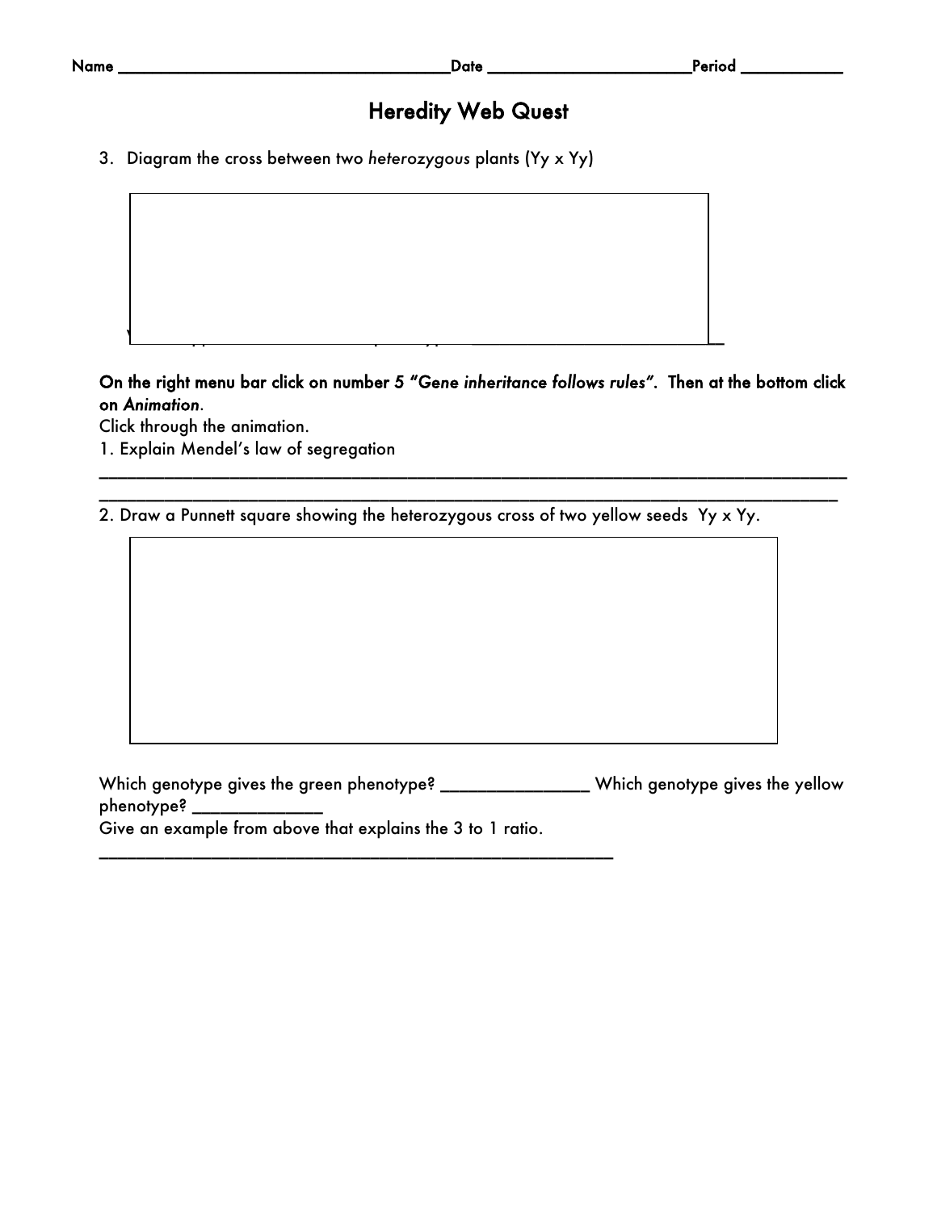Name ____________________________________Date _______________________Period ___________

# Heredity Web Quest

3. Diagram the cross between two *heterozygous* plants (Yy x Yy)

**On the right menu bar click on number 5 *"Gene inheritance follows rules"*. Then at the bottom click on *Animation*.**

Click through the animation.

1. Explain Mendel's law of segregation

_______________________________________________________________________________

_______________________________________________________________________________

2. Draw a Punnett square showing the heterozygous cross of two yellow seeds Yy x Yy.

Which genotype gives the green phenotype? ________________ Which genotype gives the yellow phenotype? ______________

Give an example from above that explains the 3 to 1 ratio.

__________________________________________________________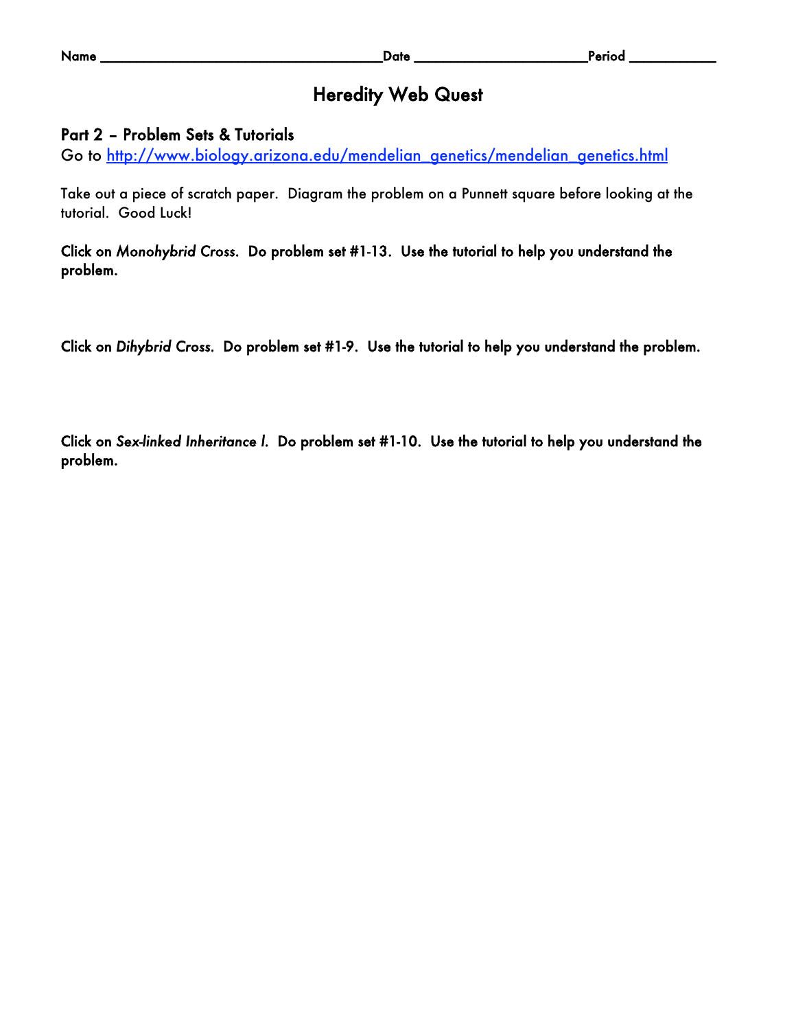Name ____________________________________Date ______________________Period ___________

# Heredity Web Quest

## Part 2 – Problem Sets & Tutorials

Go to http://www.biology.arizona.edu/mendelian_genetics/mendelian_genetics.html

Take out a piece of scratch paper. Diagram the problem on a Punnett square before looking at the tutorial. Good Luck!

**Click on *Monohybrid Cross*. Do problem set #1-13. Use the tutorial to help you understand the problem.**

**Click on *Dihybrid Cross*. Do problem set #1-9. Use the tutorial to help you understand the problem.**

**Click on *Sex-linked Inheritance I*. Do problem set #1-10. Use the tutorial to help you understand the problem.**